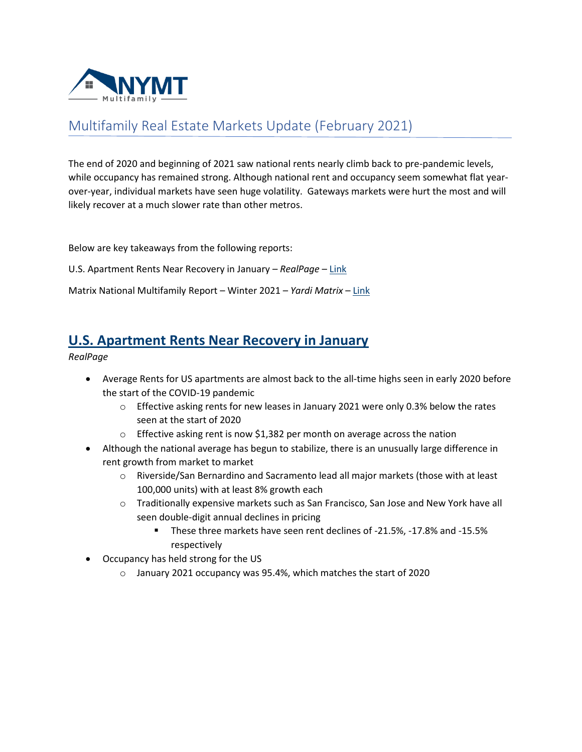# Multifamily Real Estate Markets Update (February 2021)

The end of 2020 and beginning of 2021 saw national rents nearly climb back to pre-pandemic levels, while occupancy has remained strong. Although national rent and occupancy seem somewhat flat year-over-year, individual markets have seen huge volatility. Gateways markets were hurt the most and will likely recover at a much slower rate than other metros.

Below are key takeaways from the following reports:

U.S. Apartment Rents Near Recovery in January – *RealPage* – Link

Matrix National Multifamily Report – Winter 2021 – *Yardi Matrix* – Link

## U.S. Apartment Rents Near Recovery in January

*RealPage*

- Average Rents for US apartments are almost back to the all-time highs seen in early 2020 before the start of the COVID-19 pandemic
  - Effective asking rents for new leases in January 2021 were only 0.3% below the rates seen at the start of 2020
  - Effective asking rent is now $1,382 per month on average across the nation
- Although the national average has begun to stabilize, there is an unusually large difference in rent growth from market to market
  - Riverside/San Bernardino and Sacramento lead all major markets (those with at least 100,000 units) with at least 8% growth each
  - Traditionally expensive markets such as San Francisco, San Jose and New York have all seen double-digit annual declines in pricing
    - These three markets have seen rent declines of -21.5%, -17.8% and -15.5% respectively
- Occupancy has held strong for the US
  - January 2021 occupancy was 95.4%, which matches the start of 2020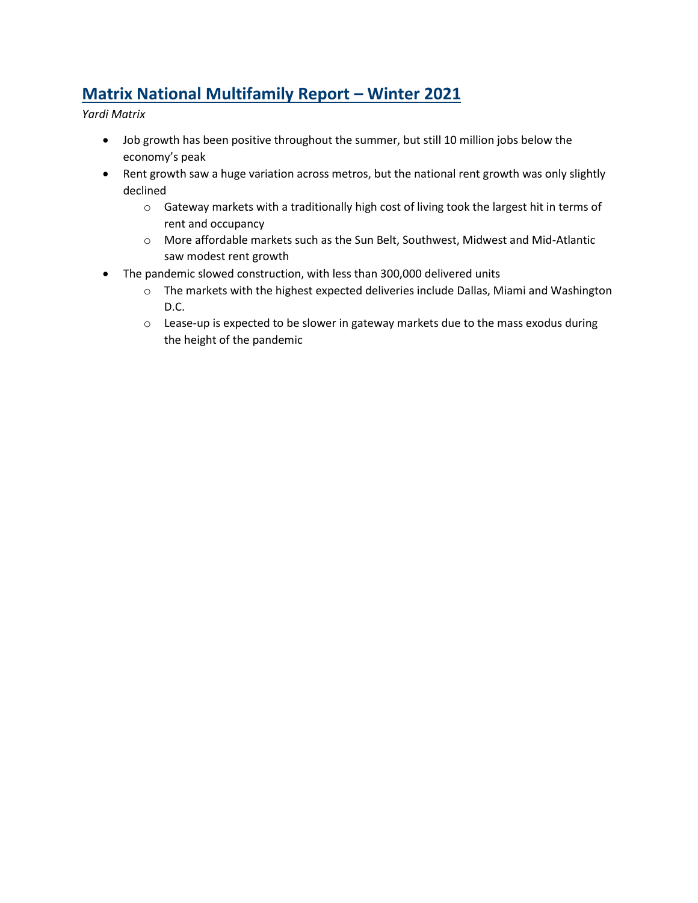## Matrix National Multifamily Report – Winter 2021

*Yardi Matrix*

- Job growth has been positive throughout the summer, but still 10 million jobs below the economy's peak
- Rent growth saw a huge variation across metros, but the national rent growth was only slightly declined
  - Gateway markets with a traditionally high cost of living took the largest hit in terms of rent and occupancy
  - More affordable markets such as the Sun Belt, Southwest, Midwest and Mid-Atlantic saw modest rent growth
- The pandemic slowed construction, with less than 300,000 delivered units
  - The markets with the highest expected deliveries include Dallas, Miami and Washington D.C.
  - Lease-up is expected to be slower in gateway markets due to the mass exodus during the height of the pandemic